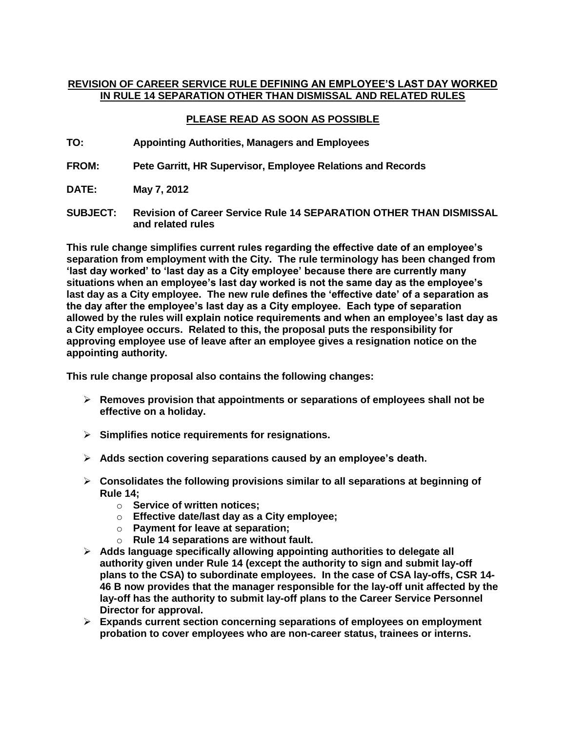**REVISION OF CAREER SERVICE RULE DEFINING AN EMPLOYEE'S LAST DAY WORKED IN RULE 14 SEPARATION OTHER THAN DISMISSAL AND RELATED RULES**

**PLEASE READ AS SOON AS POSSIBLE**

**TO:** **Appointing Authorities, Managers and Employees**

**FROM:** **Pete Garritt, HR Supervisor, Employee Relations and Records**

**DATE:** **May 7, 2012**

**SUBJECT:** **Revision of Career Service Rule 14 SEPARATION OTHER THAN DISMISSAL and related rules**

**This rule change simplifies current rules regarding the effective date of an employee's separation from employment with the City. The rule terminology has been changed from 'last day worked' to 'last day as a City employee' because there are currently many situations when an employee's last day worked is not the same day as the employee's last day as a City employee. The new rule defines the 'effective date' of a separation as the day after the employee's last day as a City employee. Each type of separation allowed by the rules will explain notice requirements and when an employee's last day as a City employee occurs. Related to this, the proposal puts the responsibility for approving employee use of leave after an employee gives a resignation notice on the appointing authority.**

**This rule change proposal also contains the following changes:**

- **Removes provision that appointments or separations of employees shall not be effective on a holiday.**
- **Simplifies notice requirements for resignations.**
- **Adds section covering separations caused by an employee's death.**
- **Consolidates the following provisions similar to all separations at beginning of Rule 14;**
  - **Service of written notices;**
  - **Effective date/last day as a City employee;**
  - **Payment for leave at separation;**
  - **Rule 14 separations are without fault.**
- **Adds language specifically allowing appointing authorities to delegate all authority given under Rule 14 (except the authority to sign and submit lay-off plans to the CSA) to subordinate employees. In the case of CSA lay-offs, CSR 14-46 B now provides that the manager responsible for the lay-off unit affected by the lay-off has the authority to submit lay-off plans to the Career Service Personnel Director for approval.**
- **Expands current section concerning separations of employees on employment probation to cover employees who are non-career status, trainees or interns.**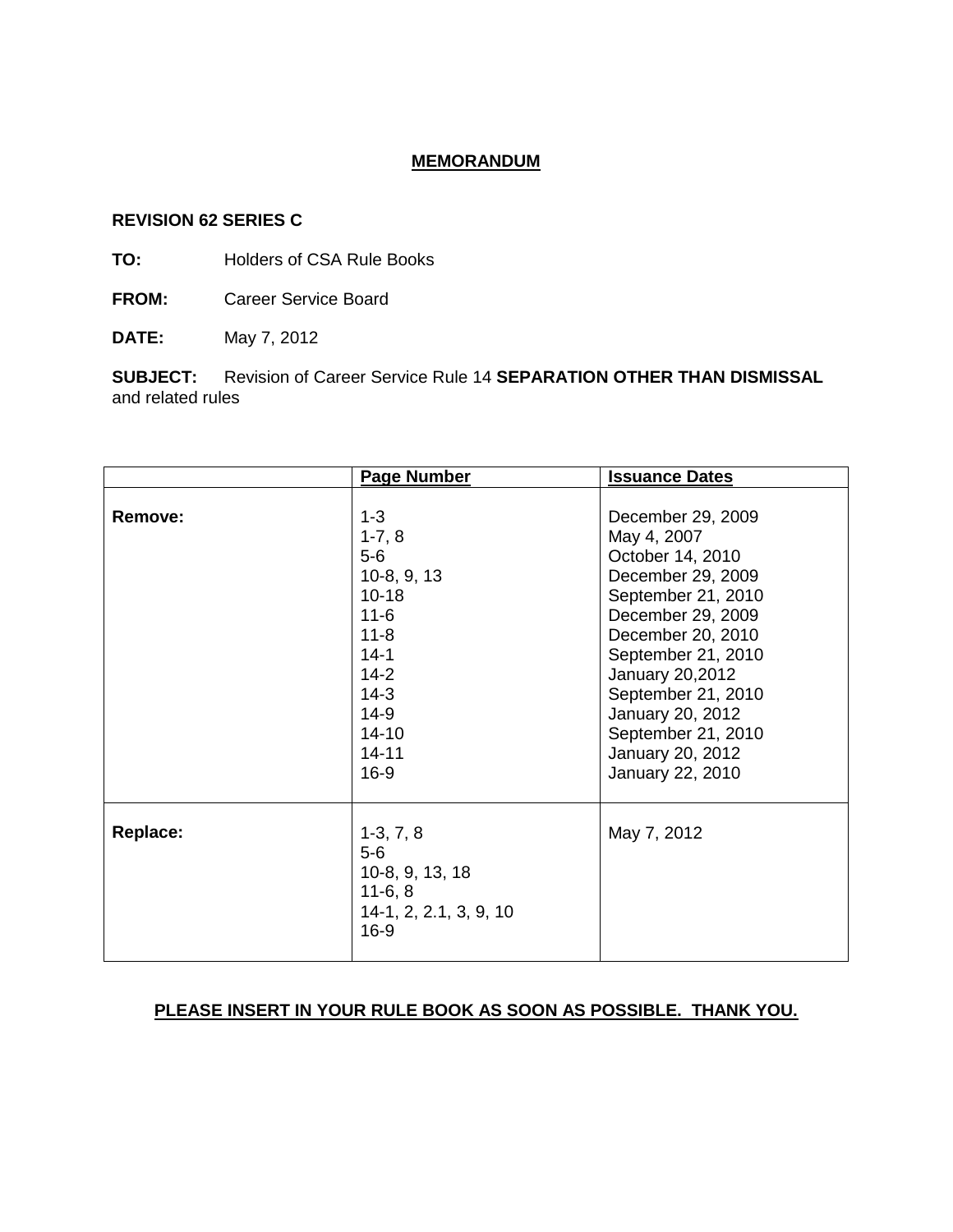# MEMORANDUM

**REVISION 62 SERIES C**

**TO:** Holders of CSA Rule Books

**FROM:** Career Service Board

**DATE:** May 7, 2012

**SUBJECT:** Revision of Career Service Rule 14 **SEPARATION OTHER THAN DISMISSAL** and related rules

| | Page Number | Issuance Dates |
|---|---|---|
| **Remove:** | 1-3<br>1-7, 8<br>5-6<br>10-8, 9, 13<br>10-18<br>11-6<br>11-8<br>14-1<br>14-2<br>14-3<br>14-9<br>14-10<br>14-11<br>16-9 | December 29, 2009<br>May 4, 2007<br>October 14, 2010<br>December 29, 2009<br>September 21, 2010<br>December 29, 2009<br>December 20, 2010<br>September 21, 2010<br>January 20,2012<br>September 21, 2010<br>January 20, 2012<br>September 21, 2010<br>January 20, 2012<br>January 22, 2010 |
| **Replace:** | 1-3, 7, 8<br>5-6<br>10-8, 9, 13, 18<br>11-6, 8<br>14-1, 2, 2.1, 3, 9, 10<br>16-9 | May 7, 2012 |

**PLEASE INSERT IN YOUR RULE BOOK AS SOON AS POSSIBLE. THANK YOU.**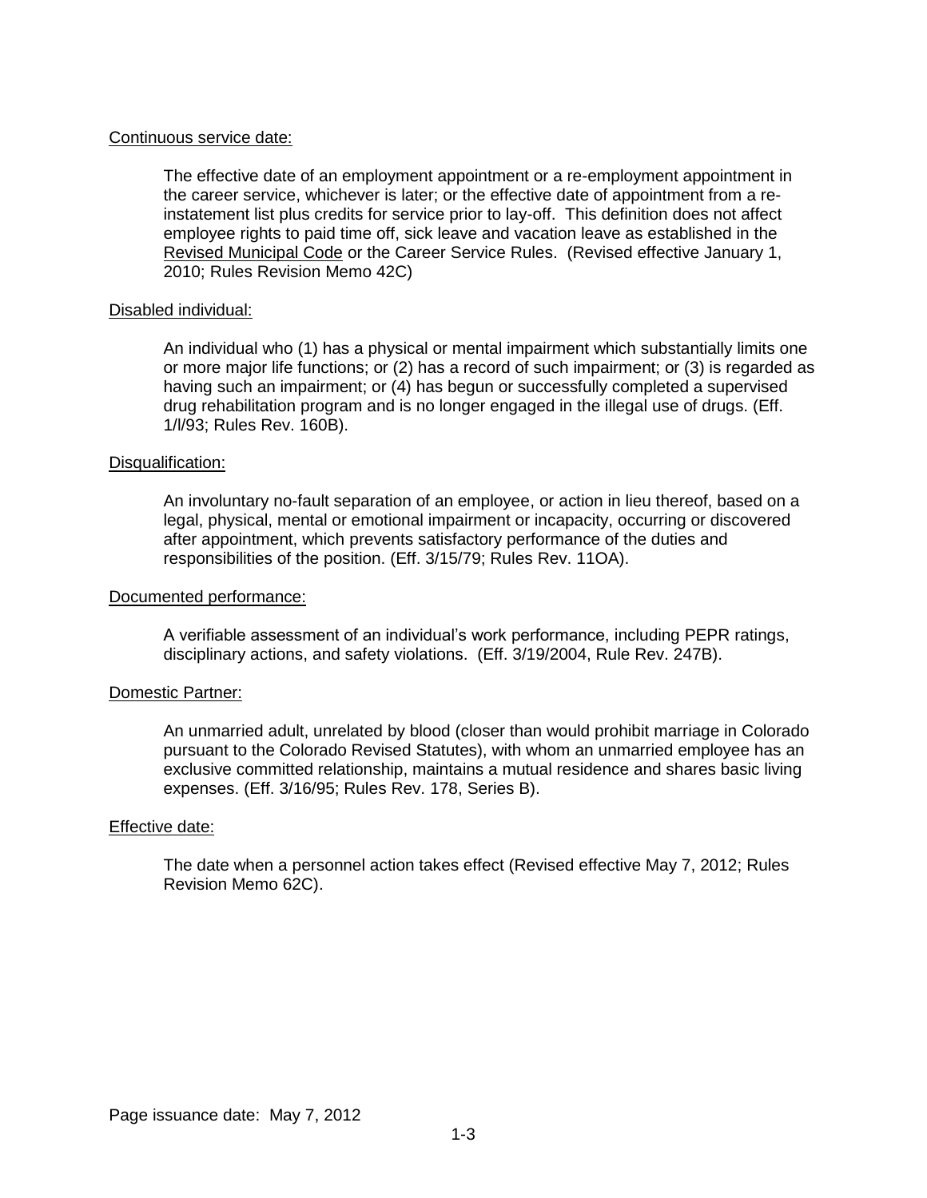Continuous service date:

The effective date of an employment appointment or a re-employment appointment in the career service, whichever is later; or the effective date of appointment from a re-instatement list plus credits for service prior to lay-off. This definition does not affect employee rights to paid time off, sick leave and vacation leave as established in the Revised Municipal Code or the Career Service Rules. (Revised effective January 1, 2010; Rules Revision Memo 42C)

Disabled individual:

An individual who (1) has a physical or mental impairment which substantially limits one or more major life functions; or (2) has a record of such impairment; or (3) is regarded as having such an impairment; or (4) has begun or successfully completed a supervised drug rehabilitation program and is no longer engaged in the illegal use of drugs. (Eff. 1/l/93; Rules Rev. 160B).

Disqualification:

An involuntary no-fault separation of an employee, or action in lieu thereof, based on a legal, physical, mental or emotional impairment or incapacity, occurring or discovered after appointment, which prevents satisfactory performance of the duties and responsibilities of the position. (Eff. 3/15/79; Rules Rev. 11OA).

Documented performance:

A verifiable assessment of an individual's work performance, including PEPR ratings, disciplinary actions, and safety violations. (Eff. 3/19/2004, Rule Rev. 247B).

Domestic Partner:

An unmarried adult, unrelated by blood (closer than would prohibit marriage in Colorado pursuant to the Colorado Revised Statutes), with whom an unmarried employee has an exclusive committed relationship, maintains a mutual residence and shares basic living expenses. (Eff. 3/16/95; Rules Rev. 178, Series B).

Effective date:

The date when a personnel action takes effect (Revised effective May 7, 2012; Rules Revision Memo 62C).

Page issuance date: May 7, 2012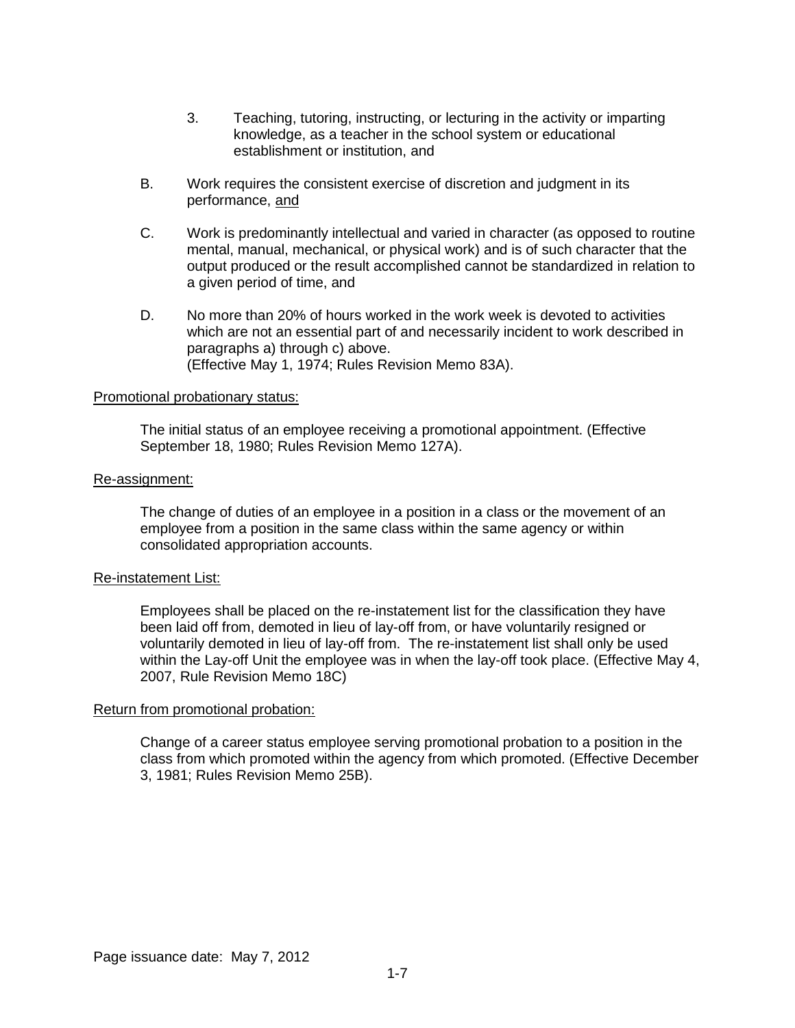3. Teaching, tutoring, instructing, or lecturing in the activity or imparting knowledge, as a teacher in the school system or educational establishment or institution, and

B. Work requires the consistent exercise of discretion and judgment in its performance, and

C. Work is predominantly intellectual and varied in character (as opposed to routine mental, manual, mechanical, or physical work) and is of such character that the output produced or the result accomplished cannot be standardized in relation to a given period of time, and

D. No more than 20% of hours worked in the work week is devoted to activities which are not an essential part of and necessarily incident to work described in paragraphs a) through c) above.
(Effective May 1, 1974; Rules Revision Memo 83A).

Promotional probationary status:

The initial status of an employee receiving a promotional appointment. (Effective September 18, 1980; Rules Revision Memo 127A).

Re-assignment:

The change of duties of an employee in a position in a class or the movement of an employee from a position in the same class within the same agency or within consolidated appropriation accounts.

Re-instatement List:

Employees shall be placed on the re-instatement list for the classification they have been laid off from, demoted in lieu of lay-off from, or have voluntarily resigned or voluntarily demoted in lieu of lay-off from. The re-instatement list shall only be used within the Lay-off Unit the employee was in when the lay-off took place. (Effective May 4, 2007, Rule Revision Memo 18C)

Return from promotional probation:

Change of a career status employee serving promotional probation to a position in the class from which promoted within the agency from which promoted. (Effective December 3, 1981; Rules Revision Memo 25B).

Page issuance date: May 7, 2012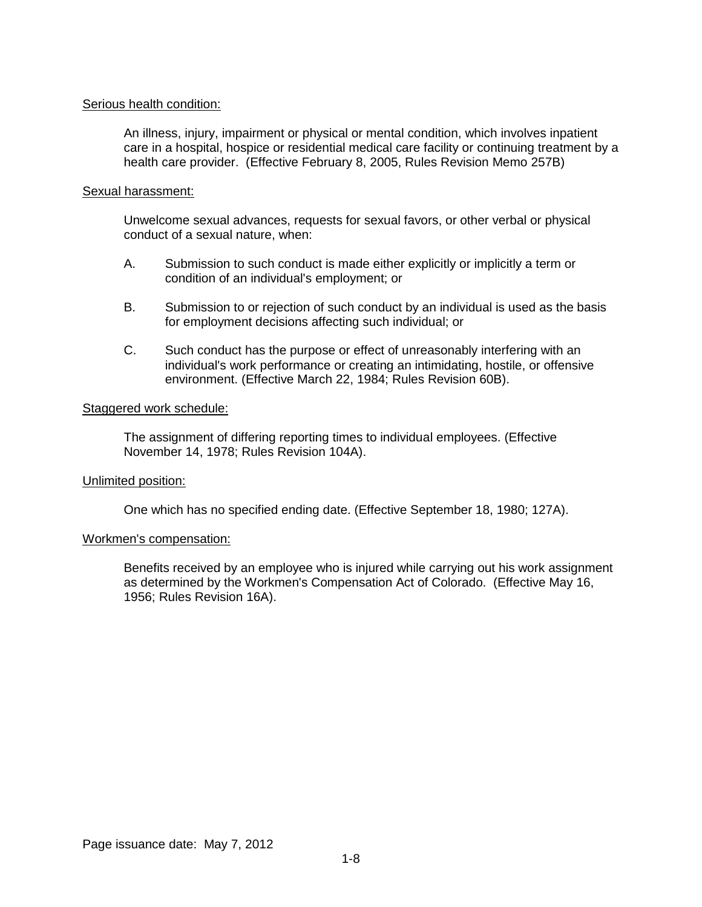Serious health condition:

An illness, injury, impairment or physical or mental condition, which involves inpatient care in a hospital, hospice or residential medical care facility or continuing treatment by a health care provider. (Effective February 8, 2005, Rules Revision Memo 257B)

Sexual harassment:

Unwelcome sexual advances, requests for sexual favors, or other verbal or physical conduct of a sexual nature, when:

A. Submission to such conduct is made either explicitly or implicitly a term or condition of an individual's employment; or

B. Submission to or rejection of such conduct by an individual is used as the basis for employment decisions affecting such individual; or

C. Such conduct has the purpose or effect of unreasonably interfering with an individual's work performance or creating an intimidating, hostile, or offensive environment. (Effective March 22, 1984; Rules Revision 60B).

Staggered work schedule:

The assignment of differing reporting times to individual employees. (Effective November 14, 1978; Rules Revision 104A).

Unlimited position:

One which has no specified ending date. (Effective September 18, 1980; 127A).

Workmen's compensation:

Benefits received by an employee who is injured while carrying out his work assignment as determined by the Workmen's Compensation Act of Colorado. (Effective May 16, 1956; Rules Revision 16A).

Page issuance date: May 7, 2012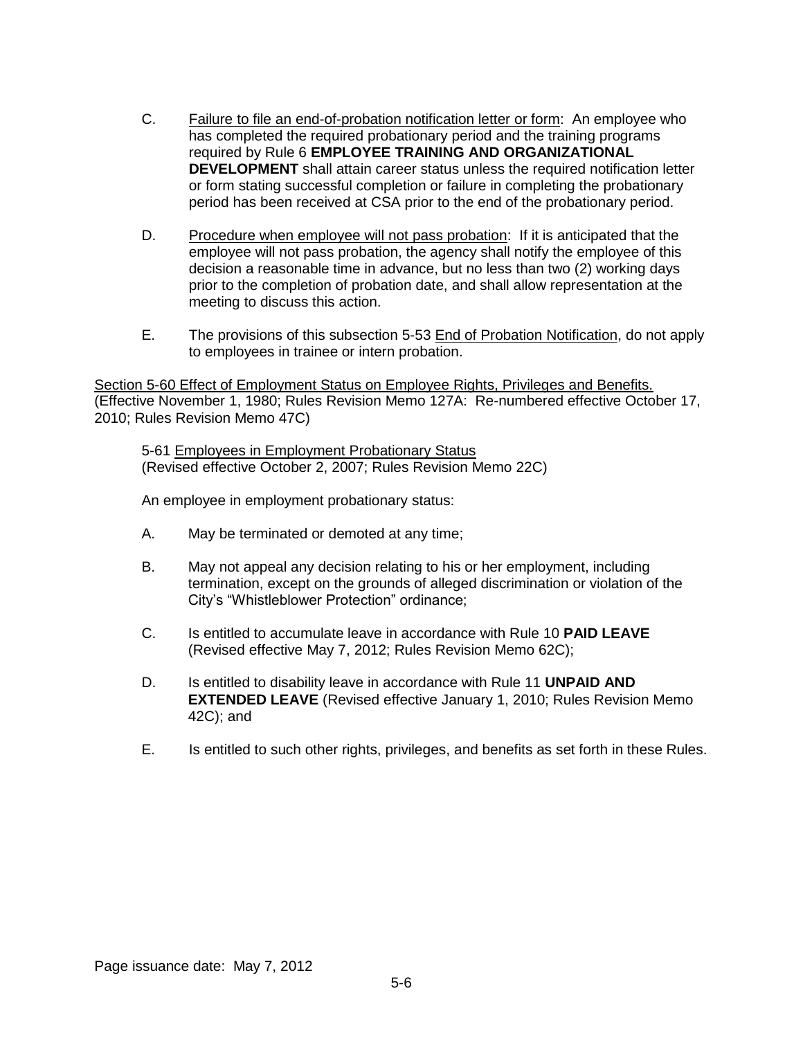C. Failure to file an end-of-probation notification letter or form: An employee who has completed the required probationary period and the training programs required by Rule 6 **EMPLOYEE TRAINING AND ORGANIZATIONAL DEVELOPMENT** shall attain career status unless the required notification letter or form stating successful completion or failure in completing the probationary period has been received at CSA prior to the end of the probationary period.

D. Procedure when employee will not pass probation: If it is anticipated that the employee will not pass probation, the agency shall notify the employee of this decision a reasonable time in advance, but no less than two (2) working days prior to the completion of probation date, and shall allow representation at the meeting to discuss this action.

E. The provisions of this subsection 5-53 End of Probation Notification, do not apply to employees in trainee or intern probation.

Section 5-60 Effect of Employment Status on Employee Rights, Privileges and Benefits.
(Effective November 1, 1980; Rules Revision Memo 127A: Re-numbered effective October 17, 2010; Rules Revision Memo 47C)

5-61 Employees in Employment Probationary Status
(Revised effective October 2, 2007; Rules Revision Memo 22C)

An employee in employment probationary status:

A. May be terminated or demoted at any time;

B. May not appeal any decision relating to his or her employment, including termination, except on the grounds of alleged discrimination or violation of the City's "Whistleblower Protection" ordinance;

C. Is entitled to accumulate leave in accordance with Rule 10 **PAID LEAVE** (Revised effective May 7, 2012; Rules Revision Memo 62C);

D. Is entitled to disability leave in accordance with Rule 11 **UNPAID AND EXTENDED LEAVE** (Revised effective January 1, 2010; Rules Revision Memo 42C); and

E. Is entitled to such other rights, privileges, and benefits as set forth in these Rules.

Page issuance date: May 7, 2012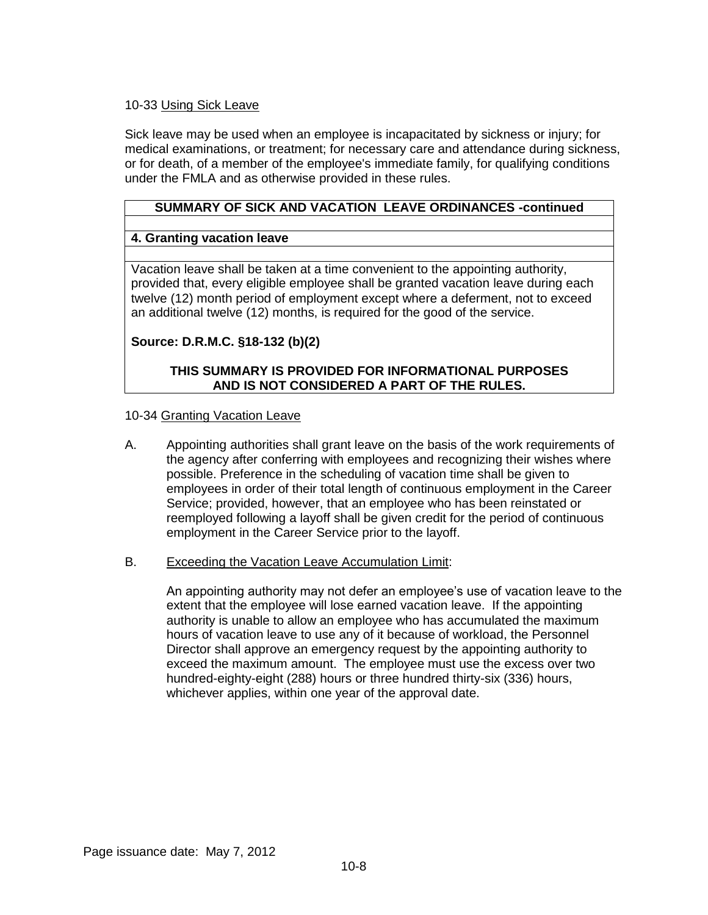10-33 Using Sick Leave

Sick leave may be used when an employee is incapacitated by sickness or injury; for medical examinations, or treatment; for necessary care and attendance during sickness, or for death, of a member of the employee's immediate family, for qualifying conditions under the FMLA and as otherwise provided in these rules.

| **SUMMARY OF SICK AND VACATION LEAVE ORDINANCES -continued** |
|---|
| |
| **4. Granting vacation leave** |
| |
| Vacation leave shall be taken at a time convenient to the appointing authority, provided that, every eligible employee shall be granted vacation leave during each twelve (12) month period of employment except where a deferment, not to exceed an additional twelve (12) months, is required for the good of the service.<br><br>**Source: D.R.M.C. §18-132 (b)(2)**<br><br>**THIS SUMMARY IS PROVIDED FOR INFORMATIONAL PURPOSES AND IS NOT CONSIDERED A PART OF THE RULES.** |

10-34 Granting Vacation Leave

A. Appointing authorities shall grant leave on the basis of the work requirements of the agency after conferring with employees and recognizing their wishes where possible. Preference in the scheduling of vacation time shall be given to employees in order of their total length of continuous employment in the Career Service; provided, however, that an employee who has been reinstated or reemployed following a layoff shall be given credit for the period of continuous employment in the Career Service prior to the layoff.

B. Exceeding the Vacation Leave Accumulation Limit:

An appointing authority may not defer an employee's use of vacation leave to the extent that the employee will lose earned vacation leave. If the appointing authority is unable to allow an employee who has accumulated the maximum hours of vacation leave to use any of it because of workload, the Personnel Director shall approve an emergency request by the appointing authority to exceed the maximum amount. The employee must use the excess over two hundred-eighty-eight (288) hours or three hundred thirty-six (336) hours, whichever applies, within one year of the approval date.

Page issuance date: May 7, 2012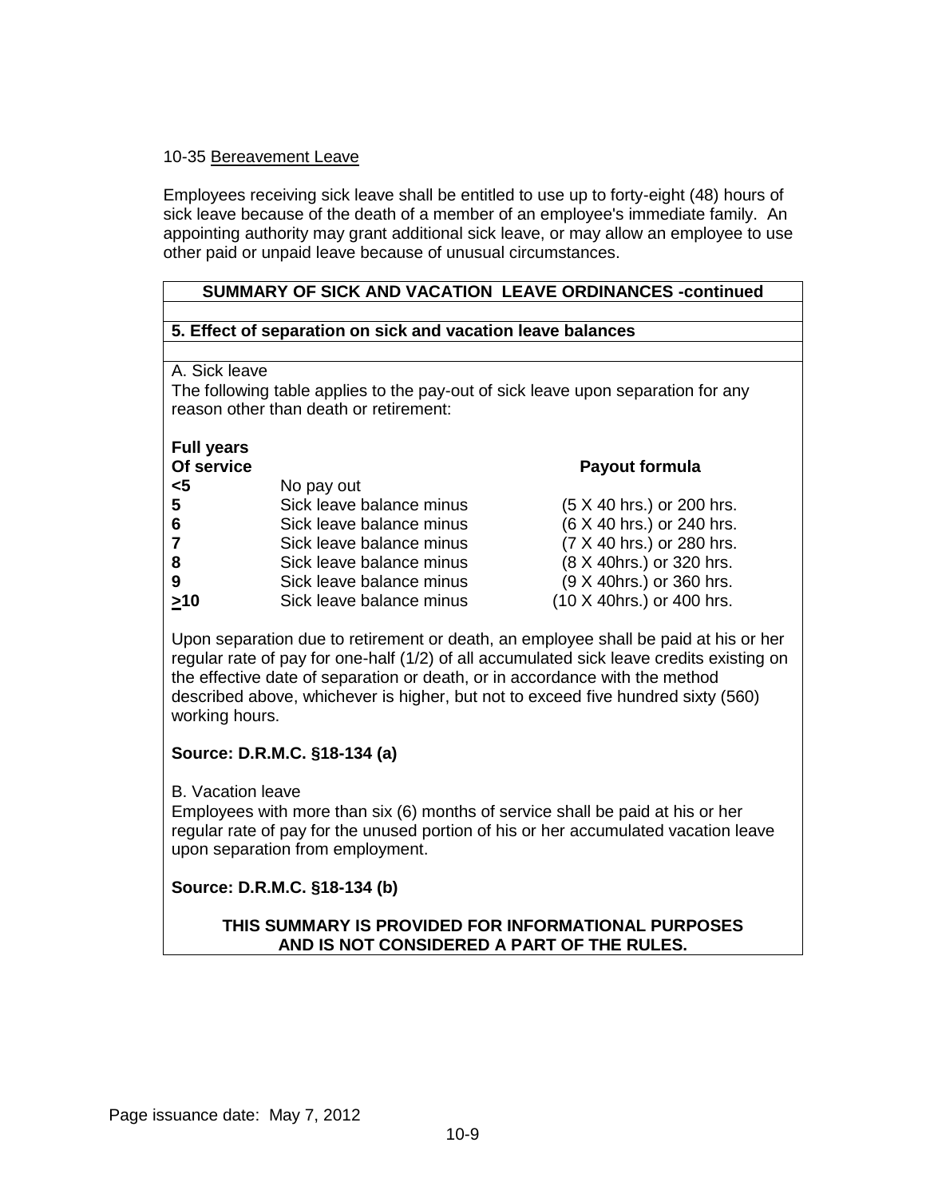10-35 Bereavement Leave

Employees receiving sick leave shall be entitled to use up to forty-eight (48) hours of sick leave because of the death of a member of an employee's immediate family. An appointing authority may grant additional sick leave, or may allow an employee to use other paid or unpaid leave because of unusual circumstances.

**SUMMARY OF SICK AND VACATION LEAVE ORDINANCES -continued**

**5. Effect of separation on sick and vacation leave balances**

A. Sick leave

The following table applies to the pay-out of sick leave upon separation for any reason other than death or retirement:

| **Full years Of service** | | **Payout formula** |
|---|---|---|
| **<5** | No pay out | |
| **5** | Sick leave balance minus | (5 X 40 hrs.) or 200 hrs. |
| **6** | Sick leave balance minus | (6 X 40 hrs.) or 240 hrs. |
| **7** | Sick leave balance minus | (7 X 40 hrs.) or 280 hrs. |
| **8** | Sick leave balance minus | (8 X 40hrs.) or 320 hrs. |
| **9** | Sick leave balance minus | (9 X 40hrs.) or 360 hrs. |
| **≥10** | Sick leave balance minus | (10 X 40hrs.) or 400 hrs. |

Upon separation due to retirement or death, an employee shall be paid at his or her regular rate of pay for one-half (1/2) of all accumulated sick leave credits existing on the effective date of separation or death, or in accordance with the method described above, whichever is higher, but not to exceed five hundred sixty (560) working hours.

**Source: D.R.M.C. §18-134 (a)**

B. Vacation leave

Employees with more than six (6) months of service shall be paid at his or her regular rate of pay for the unused portion of his or her accumulated vacation leave upon separation from employment.

**Source: D.R.M.C. §18-134 (b)**

**THIS SUMMARY IS PROVIDED FOR INFORMATIONAL PURPOSES AND IS NOT CONSIDERED A PART OF THE RULES.**

Page issuance date: May 7, 2012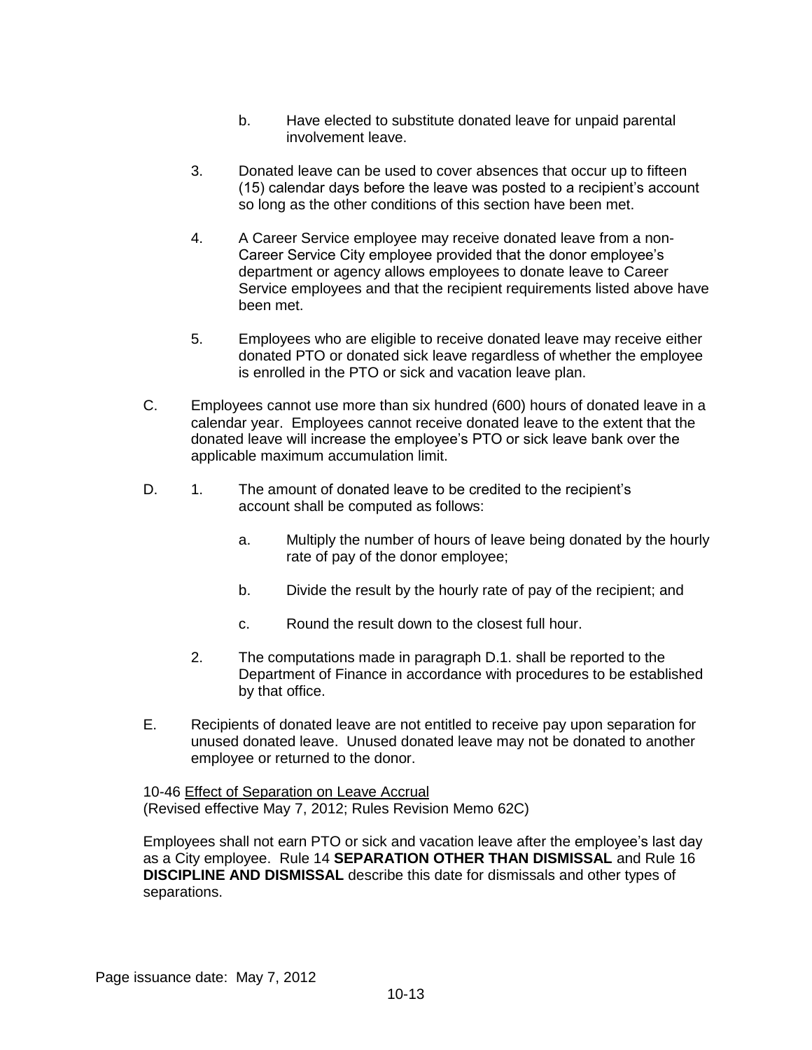b. Have elected to substitute donated leave for unpaid parental involvement leave.

3. Donated leave can be used to cover absences that occur up to fifteen (15) calendar days before the leave was posted to a recipient's account so long as the other conditions of this section have been met.

4. A Career Service employee may receive donated leave from a non-Career Service City employee provided that the donor employee's department or agency allows employees to donate leave to Career Service employees and that the recipient requirements listed above have been met.

5. Employees who are eligible to receive donated leave may receive either donated PTO or donated sick leave regardless of whether the employee is enrolled in the PTO or sick and vacation leave plan.

C. Employees cannot use more than six hundred (600) hours of donated leave in a calendar year. Employees cannot receive donated leave to the extent that the donated leave will increase the employee's PTO or sick leave bank over the applicable maximum accumulation limit.

D. 1. The amount of donated leave to be credited to the recipient's account shall be computed as follows:

   a. Multiply the number of hours of leave being donated by the hourly rate of pay of the donor employee;

   b. Divide the result by the hourly rate of pay of the recipient; and

   c. Round the result down to the closest full hour.

2. The computations made in paragraph D.1. shall be reported to the Department of Finance in accordance with procedures to be established by that office.

E. Recipients of donated leave are not entitled to receive pay upon separation for unused donated leave. Unused donated leave may not be donated to another employee or returned to the donor.

10-46 Effect of Separation on Leave Accrual
(Revised effective May 7, 2012; Rules Revision Memo 62C)

Employees shall not earn PTO or sick and vacation leave after the employee's last day as a City employee. Rule 14 **SEPARATION OTHER THAN DISMISSAL** and Rule 16 **DISCIPLINE AND DISMISSAL** describe this date for dismissals and other types of separations.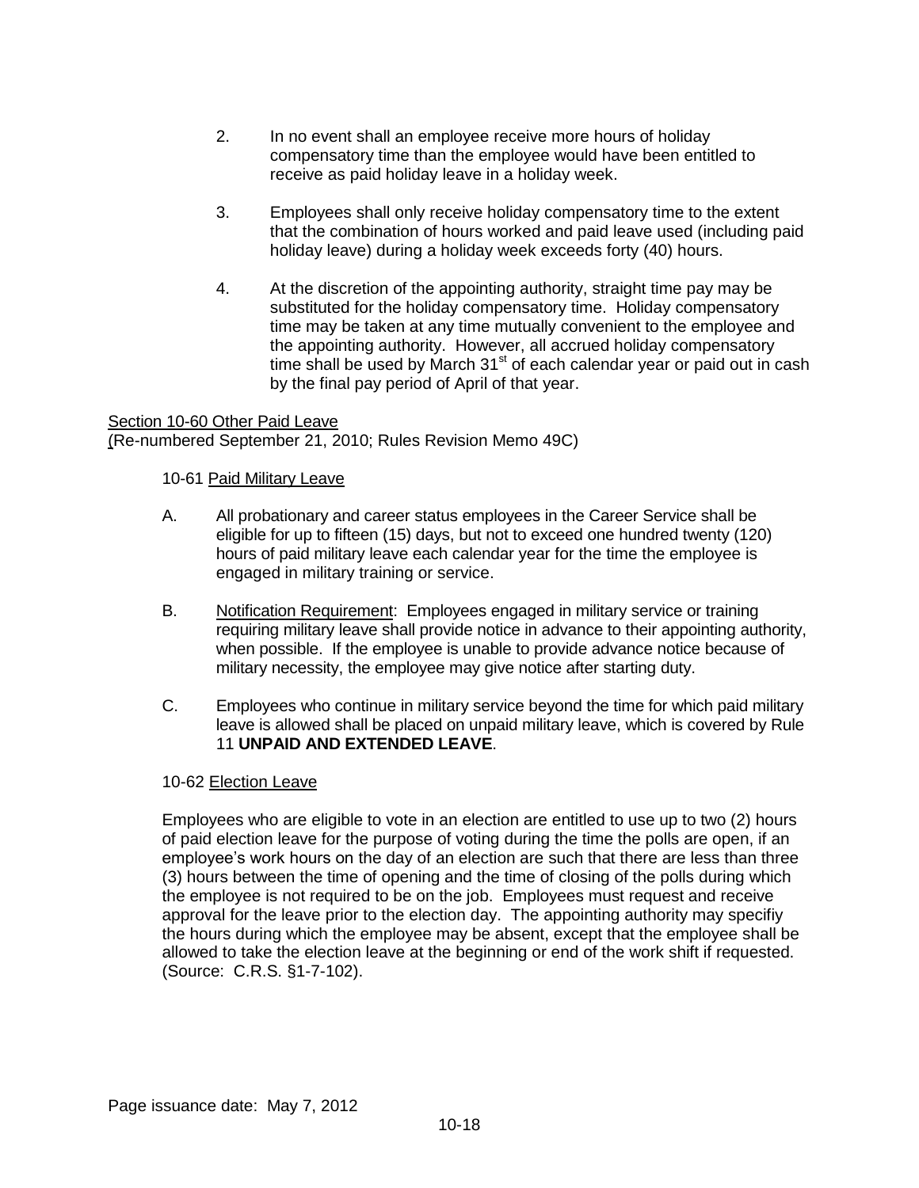2. In no event shall an employee receive more hours of holiday compensatory time than the employee would have been entitled to receive as paid holiday leave in a holiday week.

3. Employees shall only receive holiday compensatory time to the extent that the combination of hours worked and paid leave used (including paid holiday leave) during a holiday week exceeds forty (40) hours.

4. At the discretion of the appointing authority, straight time pay may be substituted for the holiday compensatory time. Holiday compensatory time may be taken at any time mutually convenient to the employee and the appointing authority. However, all accrued holiday compensatory time shall be used by March 31st of each calendar year or paid out in cash by the final pay period of April of that year.

Section 10-60 Other Paid Leave
(Re-numbered September 21, 2010; Rules Revision Memo 49C)

10-61 Paid Military Leave

A. All probationary and career status employees in the Career Service shall be eligible for up to fifteen (15) days, but not to exceed one hundred twenty (120) hours of paid military leave each calendar year for the time the employee is engaged in military training or service.

B. Notification Requirement: Employees engaged in military service or training requiring military leave shall provide notice in advance to their appointing authority, when possible. If the employee is unable to provide advance notice because of military necessity, the employee may give notice after starting duty.

C. Employees who continue in military service beyond the time for which paid military leave is allowed shall be placed on unpaid military leave, which is covered by Rule 11 **UNPAID AND EXTENDED LEAVE**.

10-62 Election Leave

Employees who are eligible to vote in an election are entitled to use up to two (2) hours of paid election leave for the purpose of voting during the time the polls are open, if an employee's work hours on the day of an election are such that there are less than three (3) hours between the time of opening and the time of closing of the polls during which the employee is not required to be on the job. Employees must request and receive approval for the leave prior to the election day. The appointing authority may specifiy the hours during which the employee may be absent, except that the employee shall be allowed to take the election leave at the beginning or end of the work shift if requested. (Source: C.R.S. §1-7-102).

Page issuance date: May 7, 2012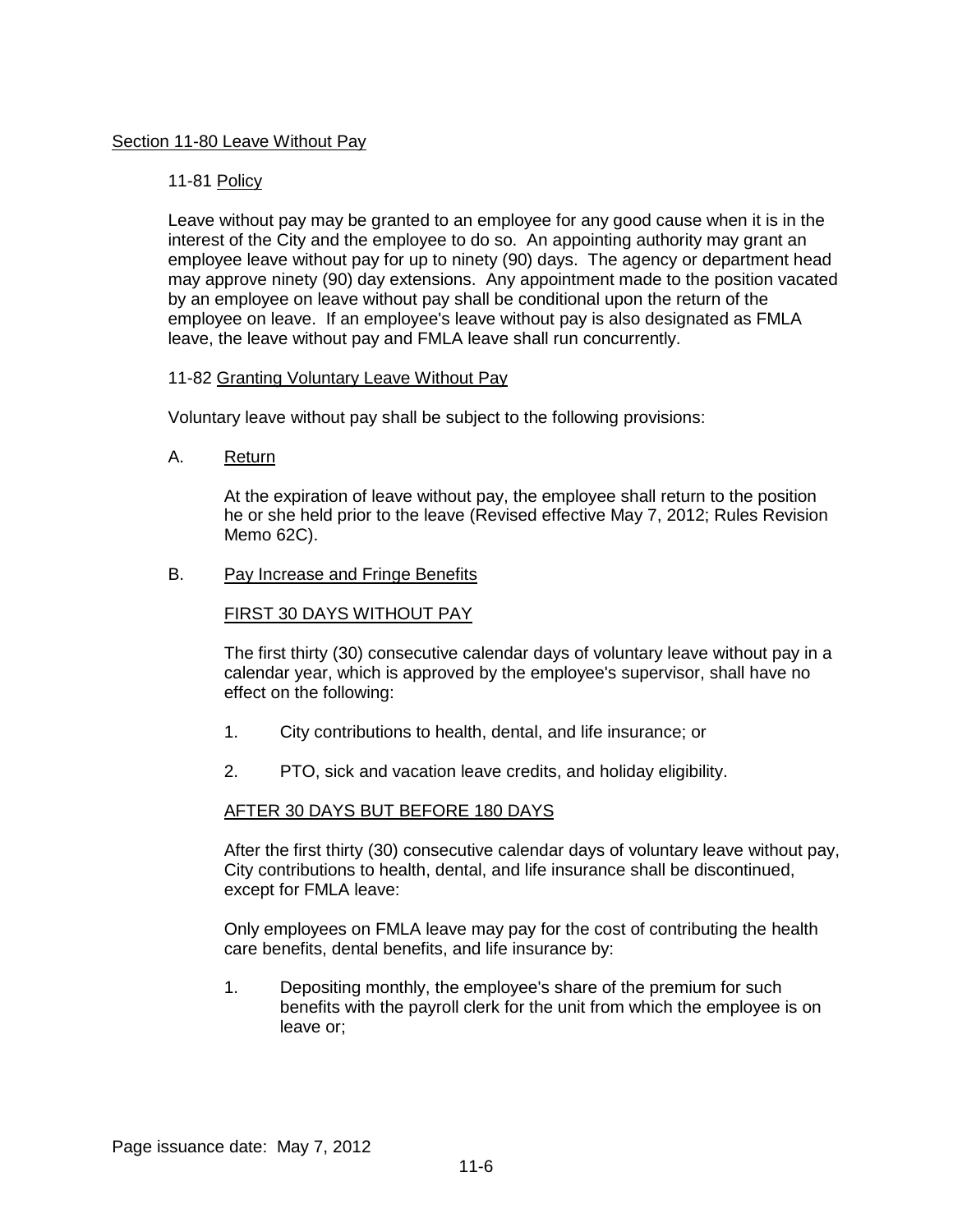## Section 11-80 Leave Without Pay

### 11-81 Policy

Leave without pay may be granted to an employee for any good cause when it is in the interest of the City and the employee to do so. An appointing authority may grant an employee leave without pay for up to ninety (90) days. The agency or department head may approve ninety (90) day extensions. Any appointment made to the position vacated by an employee on leave without pay shall be conditional upon the return of the employee on leave. If an employee's leave without pay is also designated as FMLA leave, the leave without pay and FMLA leave shall run concurrently.

### 11-82 Granting Voluntary Leave Without Pay

Voluntary leave without pay shall be subject to the following provisions:

A. Return

At the expiration of leave without pay, the employee shall return to the position he or she held prior to the leave (Revised effective May 7, 2012; Rules Revision Memo 62C).

B. Pay Increase and Fringe Benefits

FIRST 30 DAYS WITHOUT PAY

The first thirty (30) consecutive calendar days of voluntary leave without pay in a calendar year, which is approved by the employee's supervisor, shall have no effect on the following:

1. City contributions to health, dental, and life insurance; or
2. PTO, sick and vacation leave credits, and holiday eligibility.

AFTER 30 DAYS BUT BEFORE 180 DAYS

After the first thirty (30) consecutive calendar days of voluntary leave without pay, City contributions to health, dental, and life insurance shall be discontinued, except for FMLA leave:

Only employees on FMLA leave may pay for the cost of contributing the health care benefits, dental benefits, and life insurance by:

1. Depositing monthly, the employee's share of the premium for such benefits with the payroll clerk for the unit from which the employee is on leave or;

Page issuance date: May 7, 2012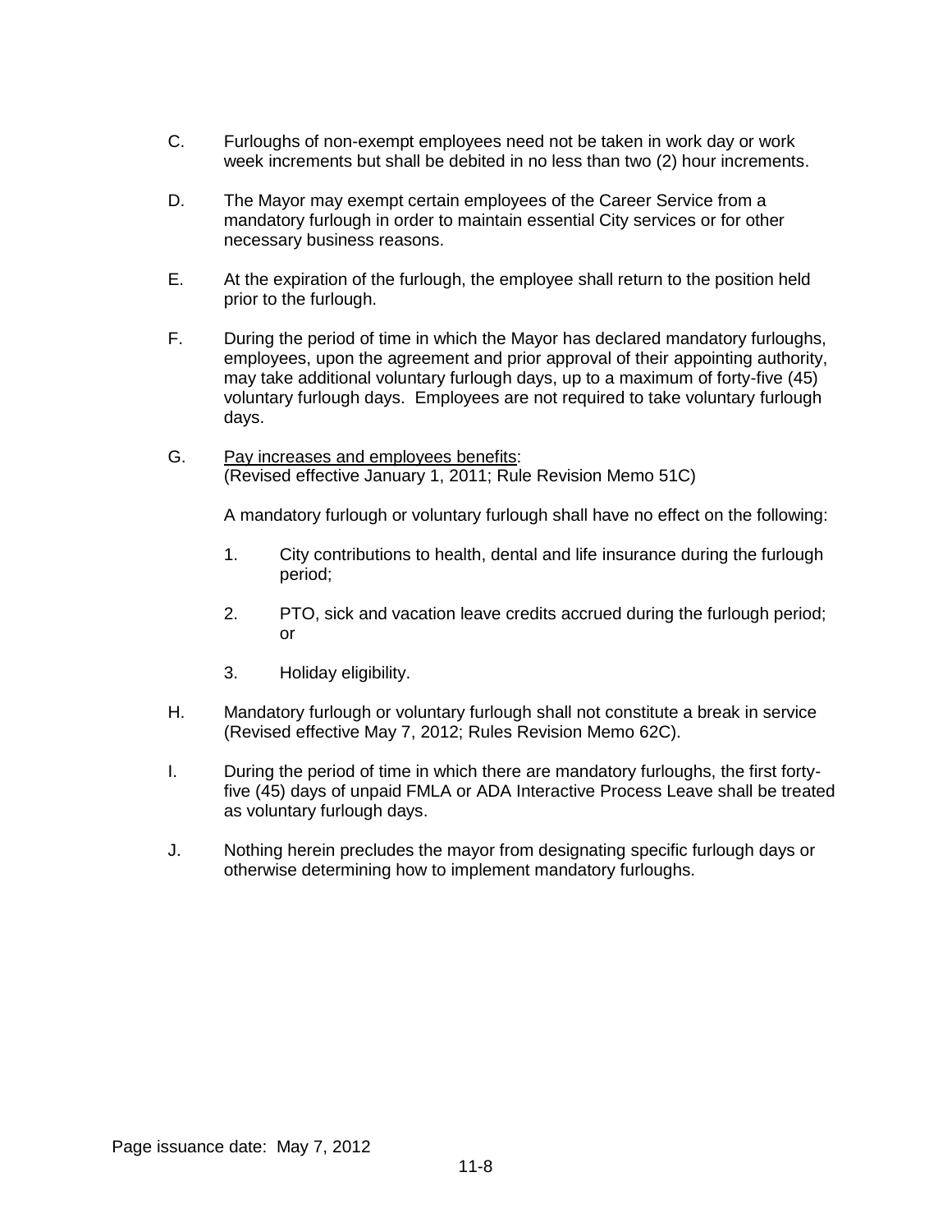C. Furloughs of non-exempt employees need not be taken in work day or work week increments but shall be debited in no less than two (2) hour increments.

D. The Mayor may exempt certain employees of the Career Service from a mandatory furlough in order to maintain essential City services or for other necessary business reasons.

E. At the expiration of the furlough, the employee shall return to the position held prior to the furlough.

F. During the period of time in which the Mayor has declared mandatory furloughs, employees, upon the agreement and prior approval of their appointing authority, may take additional voluntary furlough days, up to a maximum of forty-five (45) voluntary furlough days. Employees are not required to take voluntary furlough days.

G. <u>Pay increases and employees benefits</u>:
(Revised effective January 1, 2011; Rule Revision Memo 51C)

A mandatory furlough or voluntary furlough shall have no effect on the following:

1. City contributions to health, dental and life insurance during the furlough period;

2. PTO, sick and vacation leave credits accrued during the furlough period; or

3. Holiday eligibility.

H. Mandatory furlough or voluntary furlough shall not constitute a break in service (Revised effective May 7, 2012; Rules Revision Memo 62C).

I. During the period of time in which there are mandatory furloughs, the first forty-five (45) days of unpaid FMLA or ADA Interactive Process Leave shall be treated as voluntary furlough days.

J. Nothing herein precludes the mayor from designating specific furlough days or otherwise determining how to implement mandatory furloughs.

Page issuance date: May 7, 2012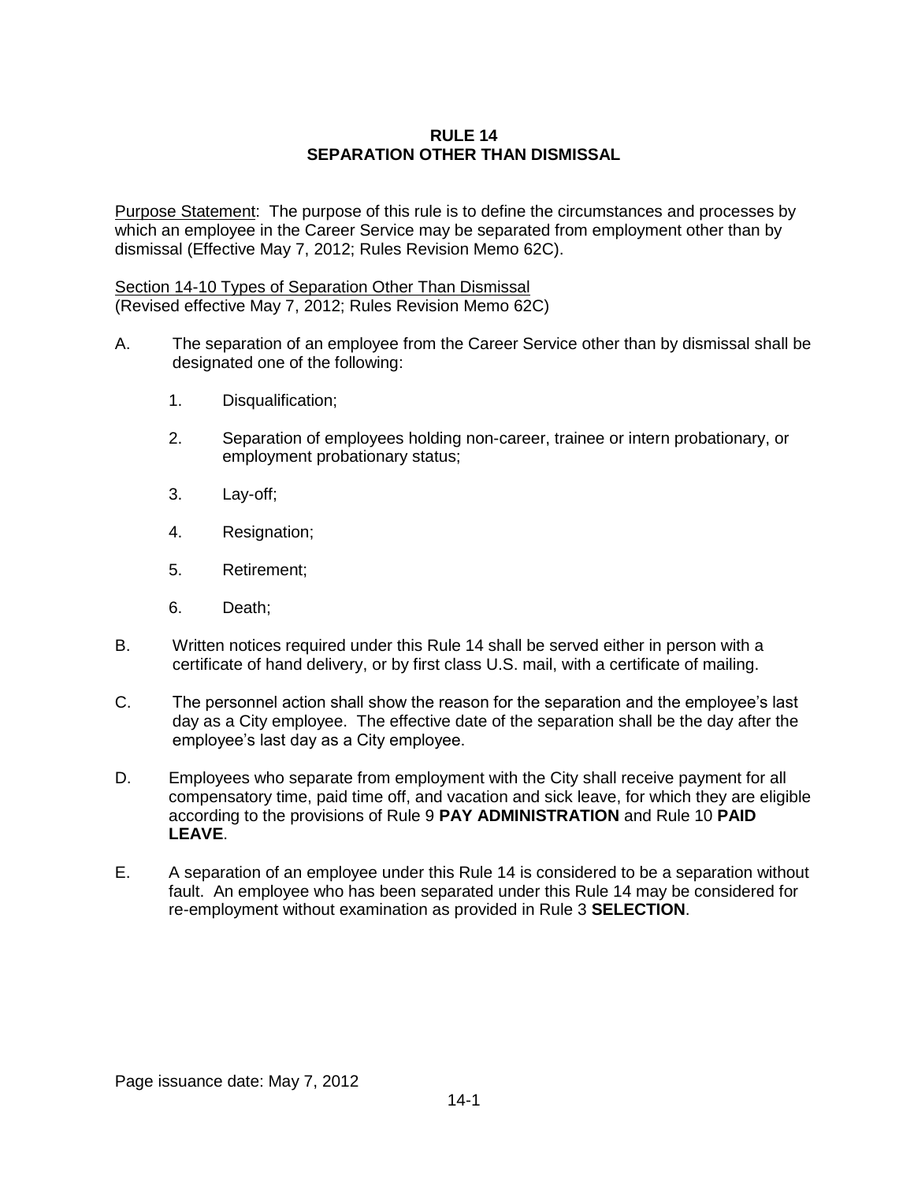# RULE 14
# SEPARATION OTHER THAN DISMISSAL

Purpose Statement: The purpose of this rule is to define the circumstances and processes by which an employee in the Career Service may be separated from employment other than by dismissal (Effective May 7, 2012; Rules Revision Memo 62C).

Section 14-10 Types of Separation Other Than Dismissal
(Revised effective May 7, 2012; Rules Revision Memo 62C)

A. The separation of an employee from the Career Service other than by dismissal shall be designated one of the following:

   1. Disqualification;

   2. Separation of employees holding non-career, trainee or intern probationary, or employment probationary status;

   3. Lay-off;

   4. Resignation;

   5. Retirement;

   6. Death;

B. Written notices required under this Rule 14 shall be served either in person with a certificate of hand delivery, or by first class U.S. mail, with a certificate of mailing.

C. The personnel action shall show the reason for the separation and the employee's last day as a City employee. The effective date of the separation shall be the day after the employee's last day as a City employee.

D. Employees who separate from employment with the City shall receive payment for all compensatory time, paid time off, and vacation and sick leave, for which they are eligible according to the provisions of Rule 9 **PAY ADMINISTRATION** and Rule 10 **PAID LEAVE**.

E. A separation of an employee under this Rule 14 is considered to be a separation without fault. An employee who has been separated under this Rule 14 may be considered for re-employment without examination as provided in Rule 3 **SELECTION**.

Page issuance date: May 7, 2012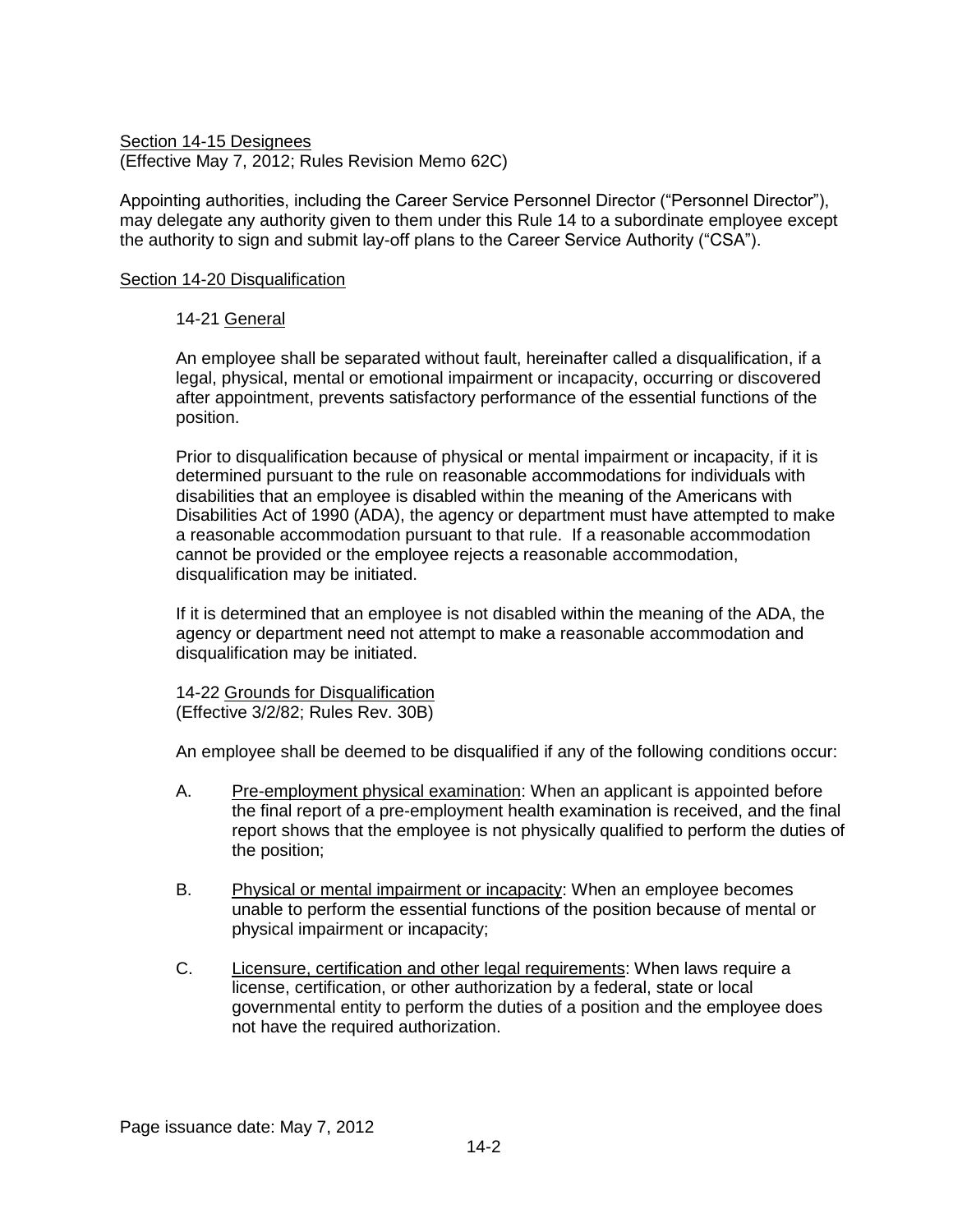## Section 14-15 Designees

(Effective May 7, 2012; Rules Revision Memo 62C)

Appointing authorities, including the Career Service Personnel Director ("Personnel Director"), may delegate any authority given to them under this Rule 14 to a subordinate employee except the authority to sign and submit lay-off plans to the Career Service Authority ("CSA").

## Section 14-20 Disqualification

### 14-21 General

An employee shall be separated without fault, hereinafter called a disqualification, if a legal, physical, mental or emotional impairment or incapacity, occurring or discovered after appointment, prevents satisfactory performance of the essential functions of the position.

Prior to disqualification because of physical or mental impairment or incapacity, if it is determined pursuant to the rule on reasonable accommodations for individuals with disabilities that an employee is disabled within the meaning of the Americans with Disabilities Act of 1990 (ADA), the agency or department must have attempted to make a reasonable accommodation pursuant to that rule. If a reasonable accommodation cannot be provided or the employee rejects a reasonable accommodation, disqualification may be initiated.

If it is determined that an employee is not disabled within the meaning of the ADA, the agency or department need not attempt to make a reasonable accommodation and disqualification may be initiated.

### 14-22 Grounds for Disqualification

(Effective 3/2/82; Rules Rev. 30B)

An employee shall be deemed to be disqualified if any of the following conditions occur:

A. Pre-employment physical examination: When an applicant is appointed before the final report of a pre-employment health examination is received, and the final report shows that the employee is not physically qualified to perform the duties of the position;

B. Physical or mental impairment or incapacity: When an employee becomes unable to perform the essential functions of the position because of mental or physical impairment or incapacity;

C. Licensure, certification and other legal requirements: When laws require a license, certification, or other authorization by a federal, state or local governmental entity to perform the duties of a position and the employee does not have the required authorization.

Page issuance date: May 7, 2012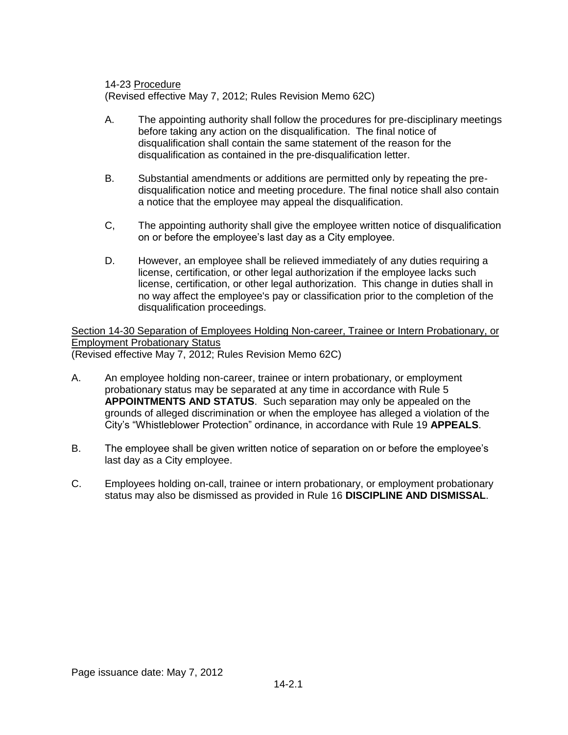14-23 Procedure
(Revised effective May 7, 2012; Rules Revision Memo 62C)

A. The appointing authority shall follow the procedures for pre-disciplinary meetings before taking any action on the disqualification. The final notice of disqualification shall contain the same statement of the reason for the disqualification as contained in the pre-disqualification letter.

B. Substantial amendments or additions are permitted only by repeating the pre-disqualification notice and meeting procedure. The final notice shall also contain a notice that the employee may appeal the disqualification.

C, The appointing authority shall give the employee written notice of disqualification on or before the employee's last day as a City employee.

D. However, an employee shall be relieved immediately of any duties requiring a license, certification, or other legal authorization if the employee lacks such license, certification, or other legal authorization. This change in duties shall in no way affect the employee's pay or classification prior to the completion of the disqualification proceedings.

Section 14-30 Separation of Employees Holding Non-career, Trainee or Intern Probationary, or Employment Probationary Status
(Revised effective May 7, 2012; Rules Revision Memo 62C)

A. An employee holding non-career, trainee or intern probationary, or employment probationary status may be separated at any time in accordance with Rule 5 **APPOINTMENTS AND STATUS**. Such separation may only be appealed on the grounds of alleged discrimination or when the employee has alleged a violation of the City's "Whistleblower Protection" ordinance, in accordance with Rule 19 **APPEALS**.

B. The employee shall be given written notice of separation on or before the employee's last day as a City employee.

C. Employees holding on-call, trainee or intern probationary, or employment probationary status may also be dismissed as provided in Rule 16 **DISCIPLINE AND DISMISSAL**.

Page issuance date: May 7, 2012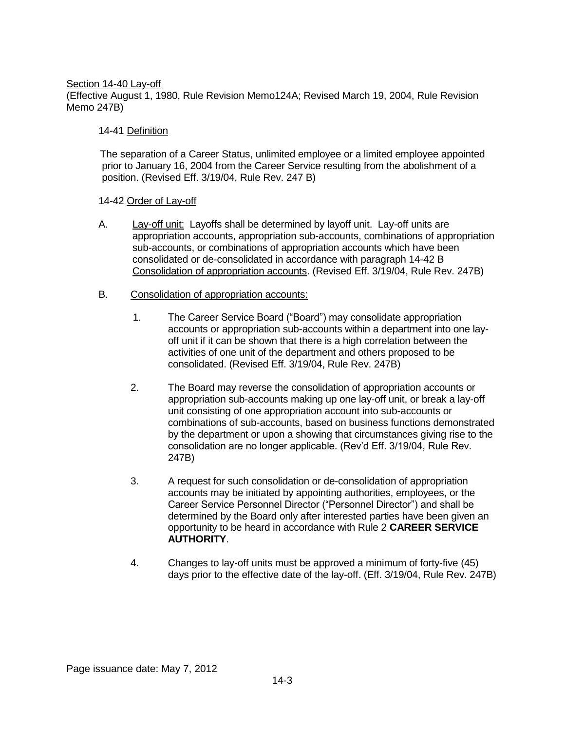Section 14-40 Lay-off

(Effective August 1, 1980, Rule Revision Memo124A; Revised March 19, 2004, Rule Revision Memo 247B)

14-41 Definition

The separation of a Career Status, unlimited employee or a limited employee appointed prior to January 16, 2004 from the Career Service resulting from the abolishment of a position. (Revised Eff. 3/19/04, Rule Rev. 247 B)

14-42 Order of Lay-off

A. Lay-off unit: Layoffs shall be determined by layoff unit. Lay-off units are appropriation accounts, appropriation sub-accounts, combinations of appropriation sub-accounts, or combinations of appropriation accounts which have been consolidated or de-consolidated in accordance with paragraph 14-42 B Consolidation of appropriation accounts. (Revised Eff. 3/19/04, Rule Rev. 247B)

B. Consolidation of appropriation accounts:

1. The Career Service Board ("Board") may consolidate appropriation accounts or appropriation sub-accounts within a department into one lay-off unit if it can be shown that there is a high correlation between the activities of one unit of the department and others proposed to be consolidated. (Revised Eff. 3/19/04, Rule Rev. 247B)

2. The Board may reverse the consolidation of appropriation accounts or appropriation sub-accounts making up one lay-off unit, or break a lay-off unit consisting of one appropriation account into sub-accounts or combinations of sub-accounts, based on business functions demonstrated by the department or upon a showing that circumstances giving rise to the consolidation are no longer applicable. (Rev'd Eff. 3/19/04, Rule Rev. 247B)

3. A request for such consolidation or de-consolidation of appropriation accounts may be initiated by appointing authorities, employees, or the Career Service Personnel Director ("Personnel Director") and shall be determined by the Board only after interested parties have been given an opportunity to be heard in accordance with Rule 2 **CAREER SERVICE AUTHORITY**.

4. Changes to lay-off units must be approved a minimum of forty-five (45) days prior to the effective date of the lay-off. (Eff. 3/19/04, Rule Rev. 247B)

Page issuance date: May 7, 2012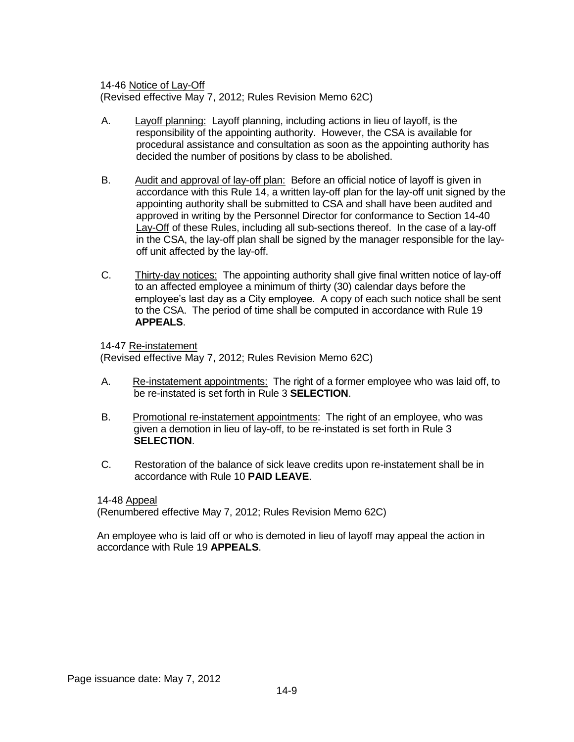### 14-46 Notice of Lay-Off

(Revised effective May 7, 2012; Rules Revision Memo 62C)

A. Layoff planning: Layoff planning, including actions in lieu of layoff, is the responsibility of the appointing authority. However, the CSA is available for procedural assistance and consultation as soon as the appointing authority has decided the number of positions by class to be abolished.

B. Audit and approval of lay-off plan: Before an official notice of layoff is given in accordance with this Rule 14, a written lay-off plan for the lay-off unit signed by the appointing authority shall be submitted to CSA and shall have been audited and approved in writing by the Personnel Director for conformance to Section 14-40 Lay-Off of these Rules, including all sub-sections thereof. In the case of a lay-off in the CSA, the lay-off plan shall be signed by the manager responsible for the lay-off unit affected by the lay-off.

C. Thirty-day notices: The appointing authority shall give final written notice of lay-off to an affected employee a minimum of thirty (30) calendar days before the employee's last day as a City employee. A copy of each such notice shall be sent to the CSA. The period of time shall be computed in accordance with Rule 19 **APPEALS**.

### 14-47 Re-instatement

(Revised effective May 7, 2012; Rules Revision Memo 62C)

A. Re-instatement appointments: The right of a former employee who was laid off, to be re-instated is set forth in Rule 3 **SELECTION**.

B. Promotional re-instatement appointments: The right of an employee, who was given a demotion in lieu of lay-off, to be re-instated is set forth in Rule 3 **SELECTION**.

C. Restoration of the balance of sick leave credits upon re-instatement shall be in accordance with Rule 10 **PAID LEAVE**.

### 14-48 Appeal

(Renumbered effective May 7, 2012; Rules Revision Memo 62C)

An employee who is laid off or who is demoted in lieu of layoff may appeal the action in accordance with Rule 19 **APPEALS**.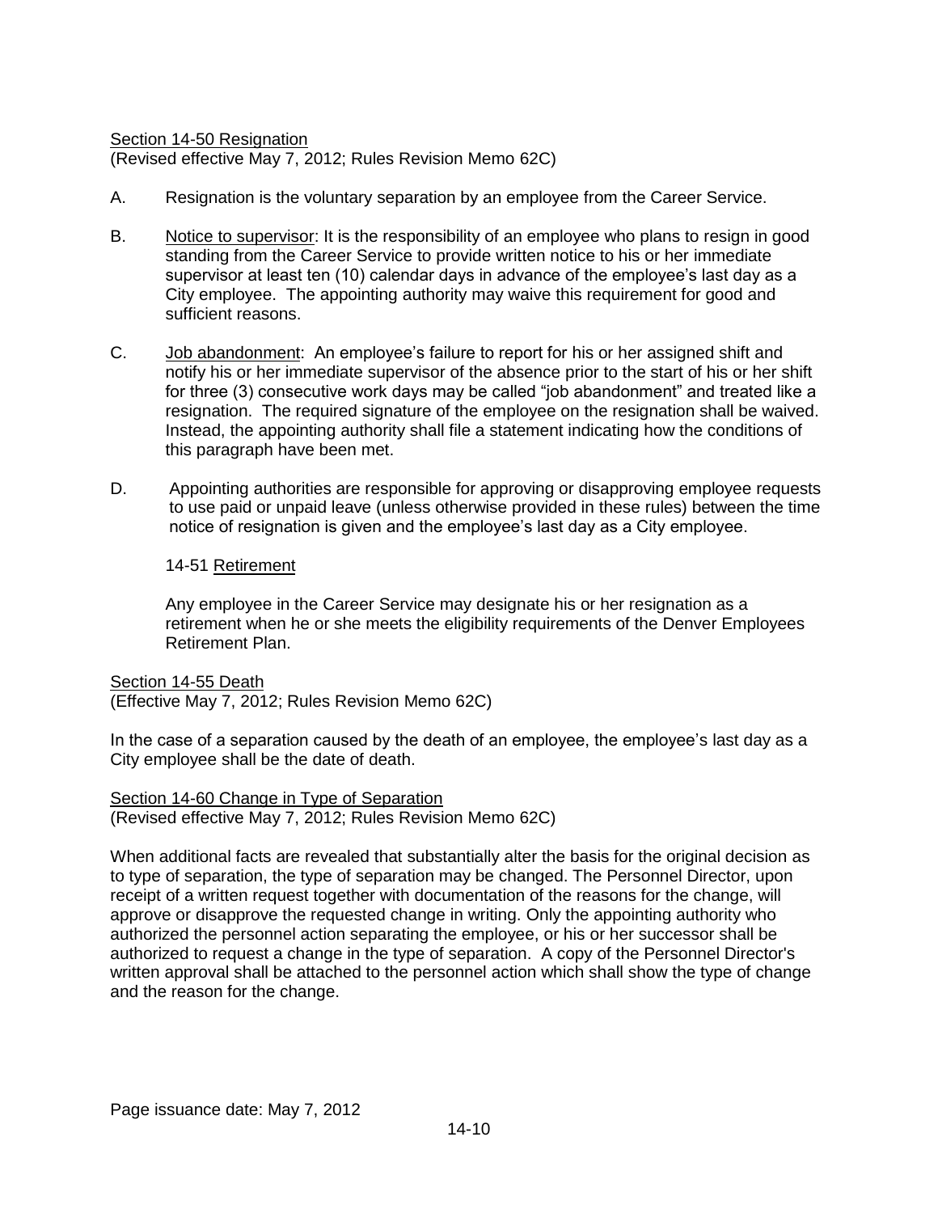Section 14-50 Resignation
(Revised effective May 7, 2012; Rules Revision Memo 62C)

A. Resignation is the voluntary separation by an employee from the Career Service.

B. Notice to supervisor: It is the responsibility of an employee who plans to resign in good standing from the Career Service to provide written notice to his or her immediate supervisor at least ten (10) calendar days in advance of the employee's last day as a City employee. The appointing authority may waive this requirement for good and sufficient reasons.

C. Job abandonment: An employee's failure to report for his or her assigned shift and notify his or her immediate supervisor of the absence prior to the start of his or her shift for three (3) consecutive work days may be called "job abandonment" and treated like a resignation. The required signature of the employee on the resignation shall be waived. Instead, the appointing authority shall file a statement indicating how the conditions of this paragraph have been met.

D. Appointing authorities are responsible for approving or disapproving employee requests to use paid or unpaid leave (unless otherwise provided in these rules) between the time notice of resignation is given and the employee's last day as a City employee.

14-51 Retirement

Any employee in the Career Service may designate his or her resignation as a retirement when he or she meets the eligibility requirements of the Denver Employees Retirement Plan.

Section 14-55 Death
(Effective May 7, 2012; Rules Revision Memo 62C)

In the case of a separation caused by the death of an employee, the employee's last day as a City employee shall be the date of death.

Section 14-60 Change in Type of Separation
(Revised effective May 7, 2012; Rules Revision Memo 62C)

When additional facts are revealed that substantially alter the basis for the original decision as to type of separation, the type of separation may be changed. The Personnel Director, upon receipt of a written request together with documentation of the reasons for the change, will approve or disapprove the requested change in writing. Only the appointing authority who authorized the personnel action separating the employee, or his or her successor shall be authorized to request a change in the type of separation. A copy of the Personnel Director's written approval shall be attached to the personnel action which shall show the type of change and the reason for the change.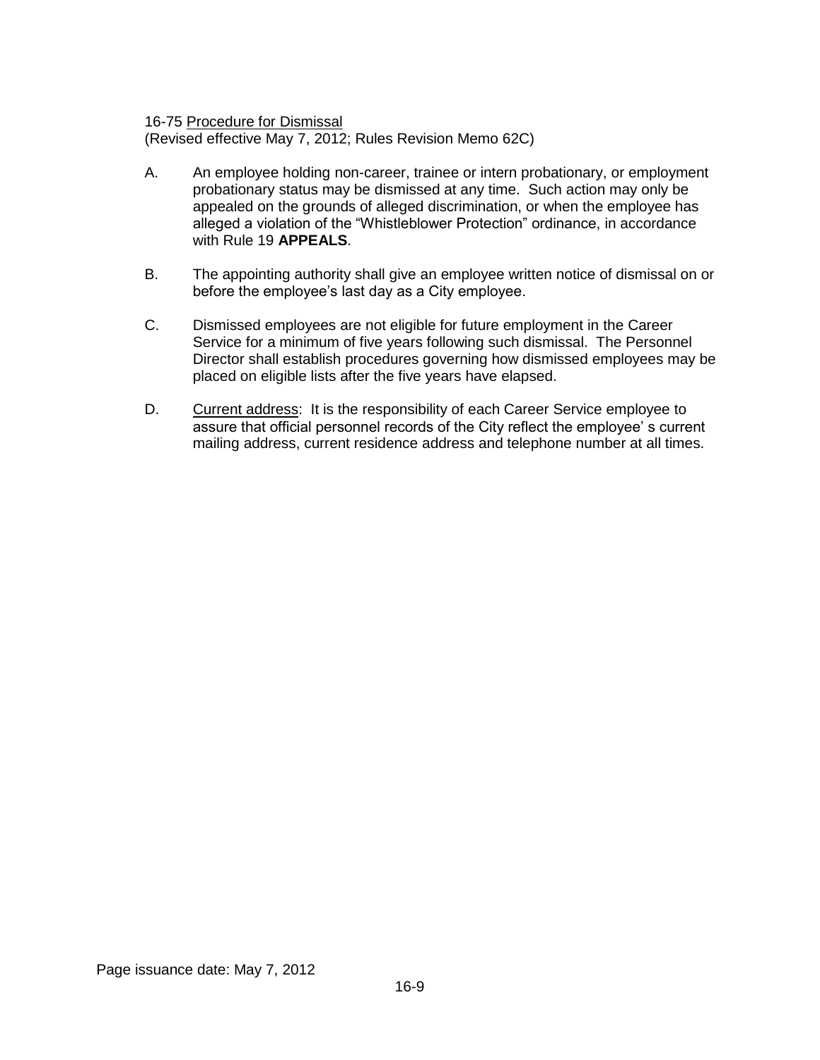16-75 Procedure for Dismissal
(Revised effective May 7, 2012; Rules Revision Memo 62C)

A. An employee holding non-career, trainee or intern probationary, or employment probationary status may be dismissed at any time. Such action may only be appealed on the grounds of alleged discrimination, or when the employee has alleged a violation of the "Whistleblower Protection" ordinance, in accordance with Rule 19 **APPEALS**.

B. The appointing authority shall give an employee written notice of dismissal on or before the employee's last day as a City employee.

C. Dismissed employees are not eligible for future employment in the Career Service for a minimum of five years following such dismissal. The Personnel Director shall establish procedures governing how dismissed employees may be placed on eligible lists after the five years have elapsed.

D. Current address: It is the responsibility of each Career Service employee to assure that official personnel records of the City reflect the employee' s current mailing address, current residence address and telephone number at all times.